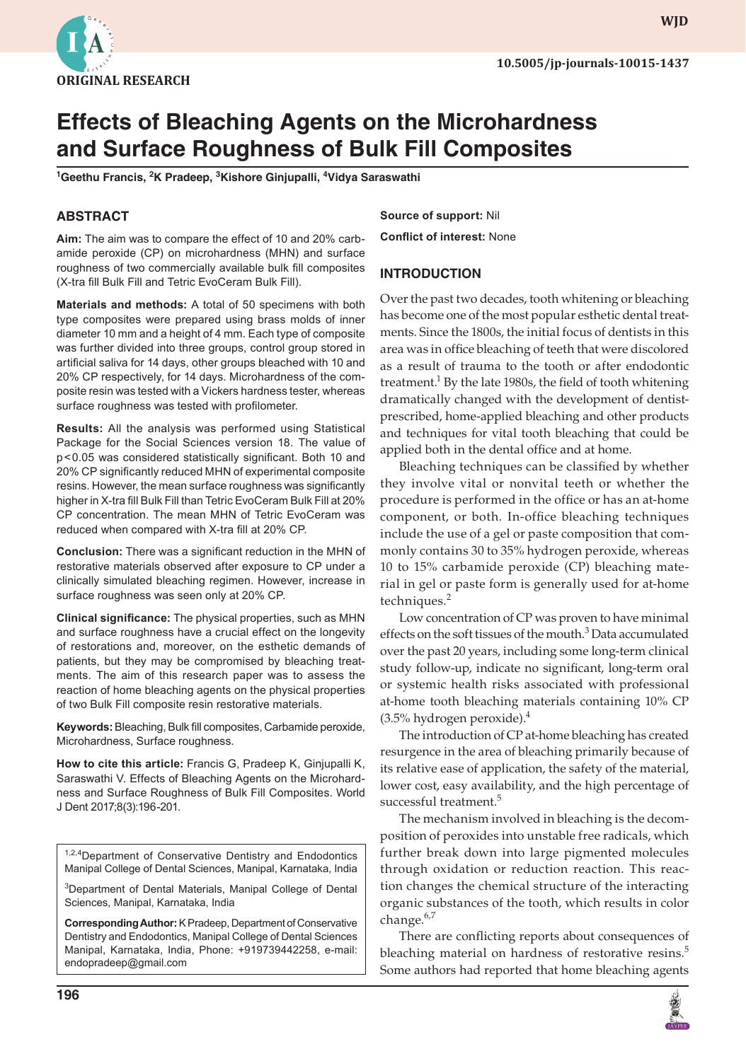ORIGINAL RESEARCH

10.5005/jp-journals-10015-1437

# Effects of Bleaching Agents on the Microhardness and Surface Roughness of Bulk Fill Composites

[1]Geethu Francis, [2]K Pradeep, [3]Kishore Ginjupalli, [4]Vidya Saraswathi

## ABSTRACT

**Aim:** The aim was to compare the effect of 10 and 20% carbamide peroxide (CP) on microhardness (MHN) and surface roughness of two commercially available bulk fill composites (X-tra fill Bulk Fill and Tetric EvoCeram Bulk Fill).

**Materials and methods:** A total of 50 specimens with both type composites were prepared using brass molds of inner diameter 10 mm and a height of 4 mm. Each type of composite was further divided into three groups, control group stored in artificial saliva for 14 days, other groups bleached with 10 and 20% CP respectively, for 14 days. Microhardness of the composite resin was tested with a Vickers hardness tester, whereas surface roughness was tested with profilometer.

**Results:** All the analysis was performed using Statistical Package for the Social Sciences version 18. The value of $p<0.05$ was considered statistically significant. Both 10 and 20% CP significantly reduced MHN of experimental composite resins. However, the mean surface roughness was significantly higher in X-tra fill Bulk Fill than Tetric EvoCeram Bulk Fill at 20% CP concentration. The mean MHN of Tetric EvoCeram was reduced when compared with X-tra fill at 20% CP.

**Conclusion:** There was a significant reduction in the MHN of restorative materials observed after exposure to CP under a clinically simulated bleaching regimen. However, increase in surface roughness was seen only at 20% CP.

**Clinical significance:** The physical properties, such as MHN and surface roughness have a crucial effect on the longevity of restorations and, moreover, on the esthetic demands of patients, but they may be compromised by bleaching treatments. The aim of this research paper was to assess the reaction of home bleaching agents on the physical properties of two Bulk Fill composite resin restorative materials.

**Keywords:** Bleaching, Bulk fill composites, Carbamide peroxide, Microhardness, Surface roughness.

**How to cite this article:** Francis G, Pradeep K, Ginjupalli K, Saraswathi V. Effects of Bleaching Agents on the Microhardness and Surface Roughness of Bulk Fill Composites. World J Dent 2017;8(3):196-201.

[1,2,4]Department of Conservative Dentistry and Endodontics Manipal College of Dental Sciences, Manipal, Karnataka, India

[3]Department of Dental Materials, Manipal College of Dental Sciences, Manipal, Karnataka, India

**Corresponding Author:** K Pradeep, Department of Conservative Dentistry and Endodontics, Manipal College of Dental Sciences Manipal, Karnataka, India, Phone: +919739442258, e-mail: endopradeep@gmail.com

**Source of support:** Nil

**Conflict of interest:** None

## INTRODUCTION

Over the past two decades, tooth whitening or bleaching has become one of the most popular esthetic dental treatments. Since the 1800s, the initial focus of dentists in this area was in office bleaching of teeth that were discolored as a result of trauma to the tooth or after endodontic treatment.[1] By the late 1980s, the field of tooth whitening dramatically changed with the development of dentist-prescribed, home-applied bleaching and other products and techniques for vital tooth bleaching that could be applied both in the dental office and at home.

Bleaching techniques can be classified by whether they involve vital or nonvital teeth or whether the procedure is performed in the office or has an at-home component, or both. In-office bleaching techniques include the use of a gel or paste composition that commonly contains 30 to 35% hydrogen peroxide, whereas 10 to 15% carbamide peroxide (CP) bleaching material in gel or paste form is generally used for at-home techniques.[2]

Low concentration of CP was proven to have minimal effects on the soft tissues of the mouth.[3] Data accumulated over the past 20 years, including some long-term clinical study follow-up, indicate no significant, long-term oral or systemic health risks associated with professional at-home tooth bleaching materials containing 10% CP (3.5% hydrogen peroxide).[4]

The introduction of CP at-home bleaching has created resurgence in the area of bleaching primarily because of its relative ease of application, the safety of the material, lower cost, easy availability, and the high percentage of successful treatment.[5]

The mechanism involved in bleaching is the decomposition of peroxides into unstable free radicals, which further break down into large pigmented molecules through oxidation or reduction reaction. This reaction changes the chemical structure of the interacting organic substances of the tooth, which results in color change.[6,7]

There are conflicting reports about consequences of bleaching material on hardness of restorative resins.[5] Some authors had reported that home bleaching agents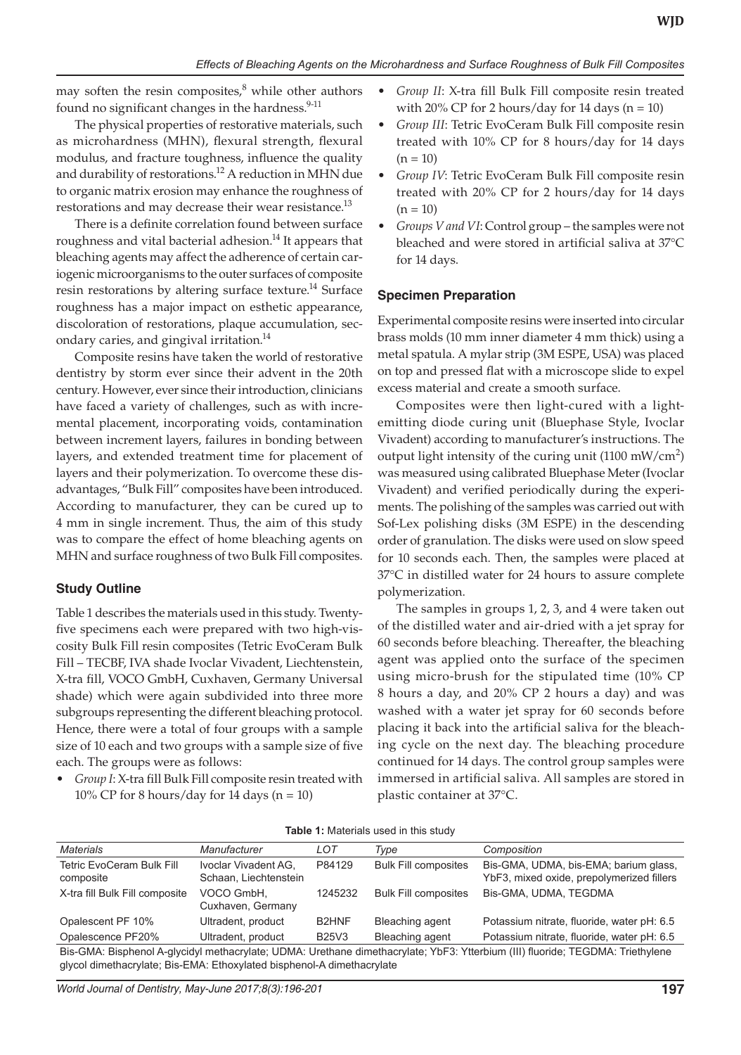may soften the resin composites,[8] while other authors found no significant changes in the hardness.[9-11]

The physical properties of restorative materials, such as microhardness (MHN), flexural strength, flexural modulus, and fracture toughness, influence the quality and durability of restorations.[12] A reduction in MHN due to organic matrix erosion may enhance the roughness of restorations and may decrease their wear resistance.[13]

There is a definite correlation found between surface roughness and vital bacterial adhesion.[14] It appears that bleaching agents may affect the adherence of certain cariogenic microorganisms to the outer surfaces of composite resin restorations by altering surface texture.[14] Surface roughness has a major impact on esthetic appearance, discoloration of restorations, plaque accumulation, secondary caries, and gingival irritation.[14]

Composite resins have taken the world of restorative dentistry by storm ever since their advent in the 20th century. However, ever since their introduction, clinicians have faced a variety of challenges, such as with incremental placement, incorporating voids, contamination between increment layers, failures in bonding between layers, and extended treatment time for placement of layers and their polymerization. To overcome these disadvantages, "Bulk Fill" composites have been introduced. According to manufacturer, they can be cured up to 4 mm in single increment. Thus, the aim of this study was to compare the effect of home bleaching agents on MHN and surface roughness of two Bulk Fill composites.

### Study Outline

Table 1 describes the materials used in this study. Twenty-five specimens each were prepared with two high-viscosity Bulk Fill resin composites (Tetric EvoCeram Bulk Fill – TECBF, IVA shade Ivoclar Vivadent, Liechtenstein, X-tra fill, VOCO GmbH, Cuxhaven, Germany Universal shade) which were again subdivided into three more subgroups representing the different bleaching protocol. Hence, there were a total of four groups with a sample size of 10 each and two groups with a sample size of five each. The groups were as follows:

- *Group I*: X-tra fill Bulk Fill composite resin treated with 10% CP for 8 hours/day for 14 days (n = 10)
- *Group II*: X-tra fill Bulk Fill composite resin treated with 20% CP for 2 hours/day for 14 days (n = 10)
- *Group III*: Tetric EvoCeram Bulk Fill composite resin treated with 10% CP for 8 hours/day for 14 days (n = 10)
- *Group IV*: Tetric EvoCeram Bulk Fill composite resin treated with 20% CP for 2 hours/day for 14 days (n = 10)
- *Groups V and VI*: Control group – the samples were not bleached and were stored in artificial saliva at 37°C for 14 days.

### Specimen Preparation

Experimental composite resins were inserted into circular brass molds (10 mm inner diameter 4 mm thick) using a metal spatula. A mylar strip (3M ESPE, USA) was placed on top and pressed flat with a microscope slide to expel excess material and create a smooth surface.

Composites were then light-cured with a light-emitting diode curing unit (Bluephase Style, Ivoclar Vivadent) according to manufacturer's instructions. The output light intensity of the curing unit (1100 mW/cm$^2$) was measured using calibrated Bluephase Meter (Ivoclar Vivadent) and verified periodically during the experiments. The polishing of the samples was carried out with Sof-Lex polishing disks (3M ESPE) in the descending order of granulation. The disks were used on slow speed for 10 seconds each. Then, the samples were placed at 37°C in distilled water for 24 hours to assure complete polymerization.

The samples in groups 1, 2, 3, and 4 were taken out of the distilled water and air-dried with a jet spray for 60 seconds before bleaching. Thereafter, the bleaching agent was applied onto the surface of the specimen using micro-brush for the stipulated time (10% CP 8 hours a day, and 20% CP 2 hours a day) and was washed with a water jet spray for 60 seconds before placing it back into the artificial saliva for the bleaching cycle on the next day. The bleaching procedure continued for 14 days. The control group samples were immersed in artificial saliva. All samples are stored in plastic container at 37°C.

**Table 1:** Materials used in this study

| *Materials* | *Manufacturer* | *LOT* | *Type* | *Composition* |
|---|---|---|---|---|
| Tetric EvoCeram Bulk Fill composite | Ivoclar Vivadent AG, Schaan, Liechtenstein | P84129 | Bulk Fill composites | Bis-GMA, UDMA, bis-EMA; barium glass, YbF3, mixed oxide, prepolymerized fillers |
| X-tra fill Bulk Fill composite | VOCO GmbH, Cuxhaven, Germany | 1245232 | Bulk Fill composites | Bis-GMA, UDMA, TEGDMA |
| Opalescent PF 10% | Ultradent, product | B2HNF | Bleaching agent | Potassium nitrate, fluoride, water pH: 6.5 |
| Opalescence PF20% | Ultradent, product | B25V3 | Bleaching agent | Potassium nitrate, fluoride, water pH: 6.5 |

Bis-GMA: Bisphenol A-glycidyl methacrylate; UDMA: Urethane dimethacrylate; YbF3: Ytterbium (III) fluoride; TEGDMA: Triethylene glycol dimethacrylate; Bis-EMA: Ethoxylated bisphenol-A dimethacrylate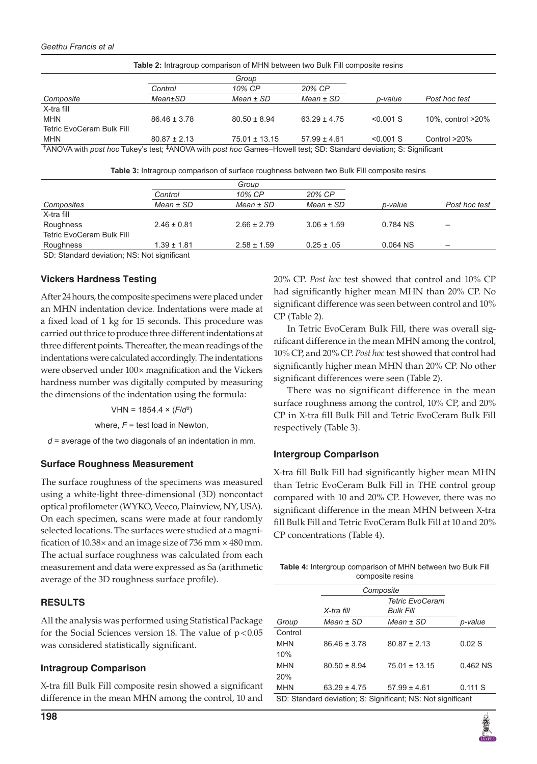**Table 2:** Intragroup comparison of MHN between two Bulk Fill composite resins

| | Group | | | | |
|---|---|---|---|---|---|
| | Control | 10% CP | 20% CP | | |
| *Composite* | *Mean±SD* | *Mean ± SD* | *Mean ± SD* | *p-value* | *Post hoc test* |
| X-tra fill | | | | | |
| MHN | 86.46 ± 3.78 | 80.50 ± 8.94 | 63.29 ± 4.75 | <0.001 S | 10%, control >20% |
| Tetric EvoCeram Bulk Fill | | | | | |
| MHN | 80.87 ± 2.13 | 75.01 ± 13.15 | 57.99 ± 4.61 | <0.001 S | Control >20% |

†ANOVA with *post hoc* Tukey's test; ‡ANOVA with *post hoc* Games–Howell test; SD: Standard deviation; S: Significant

**Table 3:** Intragroup comparison of surface roughness between two Bulk Fill composite resins

| | Group | | | | |
|---|---|---|---|---|---|
| | Control | 10% CP | 20% CP | | |
| *Composites* | *Mean ± SD* | *Mean ± SD* | *Mean ± SD* | *p-value* | *Post hoc test* |
| X-tra fill | | | | | |
| Roughness | 2.46 ± 0.81 | 2.66 ± 2.79 | 3.06 ± 1.59 | 0.784 NS | – |
| Tetric EvoCeram Bulk Fill | | | | | |
| Roughness | 1.39 ± 1.81 | 2.58 ± 1.59 | 0.25 ± .05 | 0.064 NS | – |

SD: Standard deviation; NS: Not significant

### Vickers Hardness Testing

After 24 hours, the composite specimens were placed under an MHN indentation device. Indentations were made at a fixed load of 1 kg for 15 seconds. This procedure was carried out thrice to produce three different indentations at three different points. Thereafter, the mean readings of the indentations were calculated accordingly. The indentations were observed under 100× magnification and the Vickers hardness number was digitally computed by measuring the dimensions of the indentation using the formula:

$$VHN = 1854.4 \times (F/d^2)$$

where, $F$ = test load in Newton,

$d$ = average of the two diagonals of an indentation in mm.

### Surface Roughness Measurement

The surface roughness of the specimens was measured using a white-light three-dimensional (3D) noncontact optical profilometer (WYKO, Veeco, Plainview, NY, USA). On each specimen, scans were made at four randomly selected locations. The surfaces were studied at a magnification of 10.38× and an image size of 736 mm × 480 mm. The actual surface roughness was calculated from each measurement and data were expressed as Sa (arithmetic average of the 3D roughness surface profile).

## RESULTS

All the analysis was performed using Statistical Package for the Social Sciences version 18. The value of $p < 0.05$ was considered statistically significant.

### Intragroup Comparison

X-tra fill Bulk Fill composite resin showed a significant difference in the mean MHN among the control, 10 and 20% CP. *Post hoc* test showed that control and 10% CP had significantly higher mean MHN than 20% CP. No significant difference was seen between control and 10% CP (Table 2).

In Tetric EvoCeram Bulk Fill, there was overall significant difference in the mean MHN among the control, 10% CP, and 20% CP. *Post hoc* test showed that control had significantly higher mean MHN than 20% CP. No other significant differences were seen (Table 2).

There was no significant difference in the mean surface roughness among the control, 10% CP, and 20% CP in X-tra fill Bulk Fill and Tetric EvoCeram Bulk Fill respectively (Table 3).

### Intergroup Comparison

X-tra fill Bulk Fill had significantly higher mean MHN than Tetric EvoCeram Bulk Fill in THE control group compared with 10 and 20% CP. However, there was no significant difference in the mean MHN between X-tra fill Bulk Fill and Tetric EvoCeram Bulk Fill at 10 and 20% CP concentrations (Table 4).

**Table 4:** Intergroup comparison of MHN between two Bulk Fill composite resins

| | Composite | | |
|---|---|---|---|
| | X-tra fill | Tetric EvoCeram Bulk Fill | |
| *Group* | *Mean ± SD* | *Mean ± SD* | *p-value* |
| Control | | | |
| MHN | 86.46 ± 3.78 | 80.87 ± 2.13 | 0.02 S |
| 10% | | | |
| MHN | 80.50 ± 8.94 | 75.01 ± 13.15 | 0.462 NS |
| 20% | | | |
| MHN | 63.29 ± 4.75 | 57.99 ± 4.61 | 0.111 S |

SD: Standard deviation; S: Significant; NS: Not significant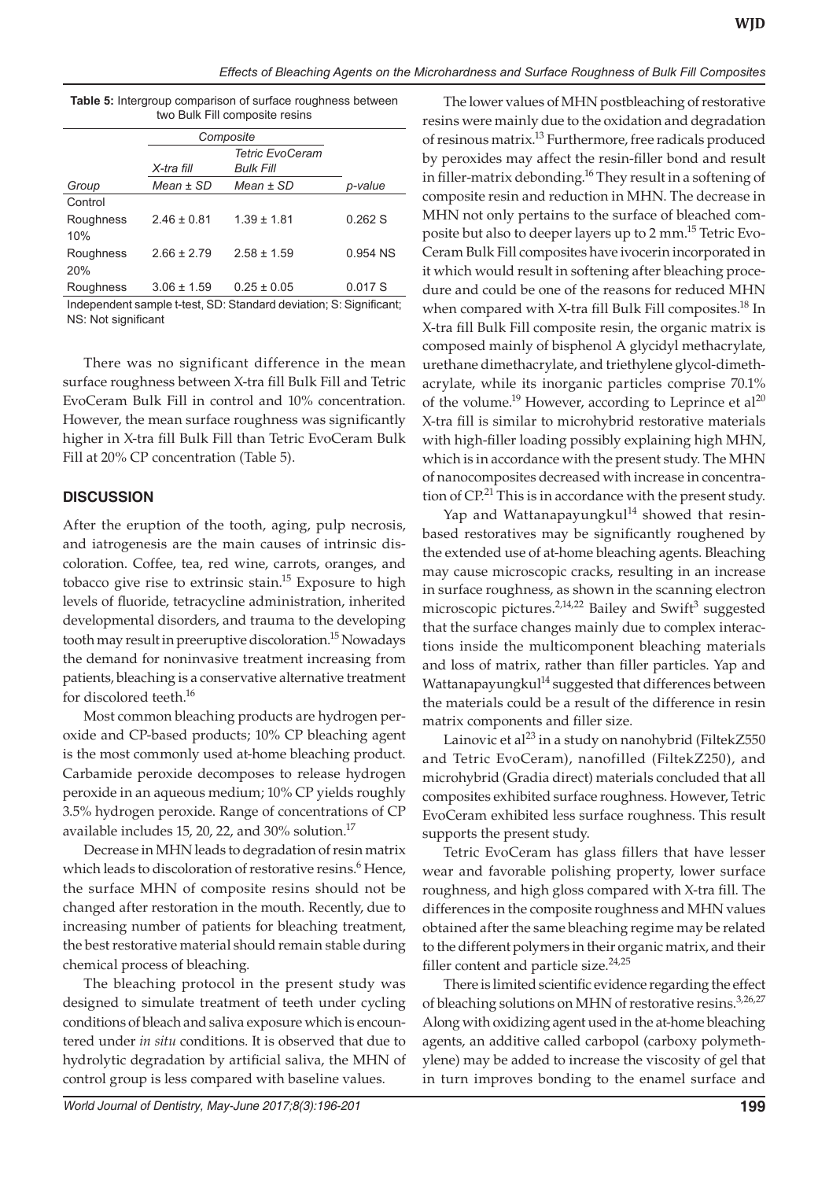**Table 5:** Intergroup comparison of surface roughness between two Bulk Fill composite resins

| | Composite | | |
|---|---|---|---|
| | *X-tra fill* | *Tetric EvoCeram Bulk Fill* | |
| *Group* | *Mean ± SD* | *Mean ± SD* | *p-value* |
| Control Roughness | 2.46 ± 0.81 | 1.39 ± 1.81 | 0.262 S |
| 10% Roughness | 2.66 ± 2.79 | 2.58 ± 1.59 | 0.954 NS |
| 20% Roughness | 3.06 ± 1.59 | 0.25 ± 0.05 | 0.017 S |

Independent sample t-test, SD: Standard deviation; S: Significant; NS: Not significant

There was no significant difference in the mean surface roughness between X-tra fill Bulk Fill and Tetric EvoCeram Bulk Fill in control and 10% concentration. However, the mean surface roughness was significantly higher in X-tra fill Bulk Fill than Tetric EvoCeram Bulk Fill at 20% CP concentration (Table 5).

## DISCUSSION

After the eruption of the tooth, aging, pulp necrosis, and iatrogenesis are the main causes of intrinsic discoloration. Coffee, tea, red wine, carrots, oranges, and tobacco give rise to extrinsic stain.[15] Exposure to high levels of fluoride, tetracycline administration, inherited developmental disorders, and trauma to the developing tooth may result in preeruptive discoloration.[15] Nowadays the demand for noninvasive treatment increasing from patients, bleaching is a conservative alternative treatment for discolored teeth.[16]

Most common bleaching products are hydrogen peroxide and CP-based products; 10% CP bleaching agent is the most commonly used at-home bleaching product. Carbamide peroxide decomposes to release hydrogen peroxide in an aqueous medium; 10% CP yields roughly 3.5% hydrogen peroxide. Range of concentrations of CP available includes 15, 20, 22, and 30% solution.[17]

Decrease in MHN leads to degradation of resin matrix which leads to discoloration of restorative resins.[6] Hence, the surface MHN of composite resins should not be changed after restoration in the mouth. Recently, due to increasing number of patients for bleaching treatment, the best restorative material should remain stable during chemical process of bleaching.

The bleaching protocol in the present study was designed to simulate treatment of teeth under cycling conditions of bleach and saliva exposure which is encountered under *in situ* conditions. It is observed that due to hydrolytic degradation by artificial saliva, the MHN of control group is less compared with baseline values.

The lower values of MHN postbleaching of restorative resins were mainly due to the oxidation and degradation of resinous matrix.[13] Furthermore, free radicals produced by peroxides may affect the resin-filler bond and result in filler-matrix debonding.[16] They result in a softening of composite resin and reduction in MHN. The decrease in MHN not only pertains to the surface of bleached composite but also to deeper layers up to 2 mm.[15] Tetric EvoCeram Bulk Fill composites have ivocerin incorporated in it which would result in softening after bleaching procedure and could be one of the reasons for reduced MHN when compared with X-tra fill Bulk Fill composites.[18] In X-tra fill Bulk Fill composite resin, the organic matrix is composed mainly of bisphenol A glycidyl methacrylate, urethane dimethacrylate, and triethylene glycol-dimethacrylate, while its inorganic particles comprise 70.1% of the volume.[19] However, according to Leprince et al[20] X-tra fill is similar to microhybrid restorative materials with high-filler loading possibly explaining high MHN, which is in accordance with the present study. The MHN of nanocomposites decreased with increase in concentration of CP.[21] This is in accordance with the present study.

Yap and Wattanapayungkul[14] showed that resin-based restoratives may be significantly roughened by the extended use of at-home bleaching agents. Bleaching may cause microscopic cracks, resulting in an increase in surface roughness, as shown in the scanning electron microscopic pictures.[2,14,22] Bailey and Swift[3] suggested that the surface changes mainly due to complex interactions inside the multicomponent bleaching materials and loss of matrix, rather than filler particles. Yap and Wattanapayungkul[14] suggested that differences between the materials could be a result of the difference in resin matrix components and filler size.

Lainovic et al[23] in a study on nanohybrid (FiltekZ550 and Tetric EvoCeram), nanofilled (FiltekZ250), and microhybrid (Gradia direct) materials concluded that all composites exhibited surface roughness. However, Tetric EvoCeram exhibited less surface roughness. This result supports the present study.

Tetric EvoCeram has glass fillers that have lesser wear and favorable polishing property, lower surface roughness, and high gloss compared with X-tra fill. The differences in the composite roughness and MHN values obtained after the same bleaching regime may be related to the different polymers in their organic matrix, and their filler content and particle size.[24,25]

There is limited scientific evidence regarding the effect of bleaching solutions on MHN of restorative resins.[3,26,27] Along with oxidizing agent used in the at-home bleaching agents, an additive called carbopol (carboxy polymethylene) may be added to increase the viscosity of gel that in turn improves bonding to the enamel surface and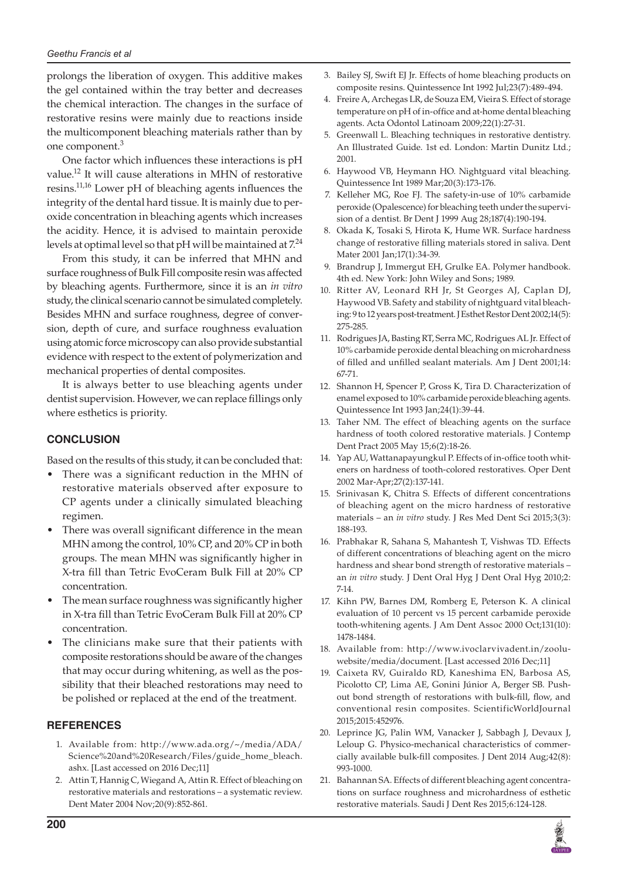prolongs the liberation of oxygen. This additive makes the gel contained within the tray better and decreases the chemical interaction. The changes in the surface of restorative resins were mainly due to reactions inside the multicomponent bleaching materials rather than by one component.[3]

One factor which influences these interactions is pH value.[12] It will cause alterations in MHN of restorative resins.[11,16] Lower pH of bleaching agents influences the integrity of the dental hard tissue. It is mainly due to peroxide concentration in bleaching agents which increases the acidity. Hence, it is advised to maintain peroxide levels at optimal level so that pH will be maintained at 7.[24]

From this study, it can be inferred that MHN and surface roughness of Bulk Fill composite resin was affected by bleaching agents. Furthermore, since it is an *in vitro* study, the clinical scenario cannot be simulated completely. Besides MHN and surface roughness, degree of conversion, depth of cure, and surface roughness evaluation using atomic force microscopy can also provide substantial evidence with respect to the extent of polymerization and mechanical properties of dental composites.

It is always better to use bleaching agents under dentist supervision. However, we can replace fillings only where esthetics is priority.

## CONCLUSION

Based on the results of this study, it can be concluded that:

- There was a significant reduction in the MHN of restorative materials observed after exposure to CP agents under a clinically simulated bleaching regimen.
- There was overall significant difference in the mean MHN among the control, 10% CP, and 20% CP in both groups. The mean MHN was significantly higher in X-tra fill than Tetric EvoCeram Bulk Fill at 20% CP concentration.
- The mean surface roughness was significantly higher in X-tra fill than Tetric EvoCeram Bulk Fill at 20% CP concentration.
- The clinicians make sure that their patients with composite restorations should be aware of the changes that may occur during whitening, as well as the possibility that their bleached restorations may need to be polished or replaced at the end of the treatment.

## REFERENCES

1. Available from: http://www.ada.org/~/media/ADA/Science%20and%20Research/Files/guide_home_bleach.ashx. [Last accessed on 2016 Dec;11]
2. Attin T, Hannig C, Wiegand A, Attin R. Effect of bleaching on restorative materials and restorations – a systematic review. Dent Mater 2004 Nov;20(9):852-861.
3. Bailey SJ, Swift EJ Jr. Effects of home bleaching products on composite resins. Quintessence Int 1992 Jul;23(7):489-494.
4. Freire A, Archegas LR, de Souza EM, Vieira S. Effect of storage temperature on pH of in-office and at-home dental bleaching agents. Acta Odontol Latinoam 2009;22(1):27-31.
5. Greenwall L. Bleaching techniques in restorative dentistry. An Illustrated Guide. 1st ed. London: Martin Dunitz Ltd.; 2001.
6. Haywood VB, Heymann HO. Nightguard vital bleaching. Quintessence Int 1989 Mar;20(3):173-176.
7. Kelleher MG, Roe FJ. The safety-in-use of 10% carbamide peroxide (Opalescence) for bleaching teeth under the supervision of a dentist. Br Dent J 1999 Aug 28;187(4):190-194.
8. Okada K, Tosaki S, Hirota K, Hume WR. Surface hardness change of restorative filling materials stored in saliva. Dent Mater 2001 Jan;17(1):34-39.
9. Brandrup J, Immergut EH, Grulke EA. Polymer handbook. 4th ed. New York: John Wiley and Sons; 1989.
10. Ritter AV, Leonard RH Jr, St Georges AJ, Caplan DJ, Haywood VB. Safety and stability of nightguard vital bleaching: 9 to 12 years post-treatment. J Esthet Restor Dent 2002;14(5):275-285.
11. Rodrigues JA, Basting RT, Serra MC, Rodrigues AL Jr. Effect of 10% carbamide peroxide dental bleaching on microhardness of filled and unfilled sealant materials. Am J Dent 2001;14:67-71.
12. Shannon H, Spencer P, Gross K, Tira D. Characterization of enamel exposed to 10% carbamide peroxide bleaching agents. Quintessence Int 1993 Jan;24(1):39-44.
13. Taher NM. The effect of bleaching agents on the surface hardness of tooth colored restorative materials. J Contemp Dent Pract 2005 May 15;6(2):18-26.
14. Yap AU, Wattanapayungkul P. Effects of in-office tooth whiteners on hardness of tooth-colored restoratives. Oper Dent 2002 Mar-Apr;27(2):137-141.
15. Srinivasan K, Chitra S. Effects of different concentrations of bleaching agent on the micro hardness of restorative materials – an *in vitro* study. J Res Med Dent Sci 2015;3(3):188-193.
16. Prabhakar R, Sahana S, Mahantesh T, Vishwas TD. Effects of different concentrations of bleaching agent on the micro hardness and shear bond strength of restorative materials – an *in vitro* study. J Dent Oral Hyg J Dent Oral Hyg 2010;2:7-14.
17. Kihn PW, Barnes DM, Romberg E, Peterson K. A clinical evaluation of 10 percent vs 15 percent carbamide peroxide tooth-whitening agents. J Am Dent Assoc 2000 Oct;131(10):1478-1484.
18. Available from: http://www.ivoclarvivadent.in/zoolu-website/media/document. [Last accessed 2016 Dec;11]
19. Caixeta RV, Guiraldo RD, Kaneshima EN, Barbosa AS, Picolotto CP, Lima AE, Gonini Júnior A, Berger SB. Push-out bond strength of restorations with bulk-fill, flow, and conventional resin composites. ScientificWorldJournal 2015;2015:452976.
20. Leprince JG, Palin WM, Vanacker J, Sabbagh J, Devaux J, Leloup G. Physico-mechanical characteristics of commercially available bulk-fill composites. J Dent 2014 Aug;42(8):993-1000.
21. Bahannan SA. Effects of different bleaching agent concentrations on surface roughness and microhardness of esthetic restorative materials. Saudi J Dent Res 2015;6:124-128.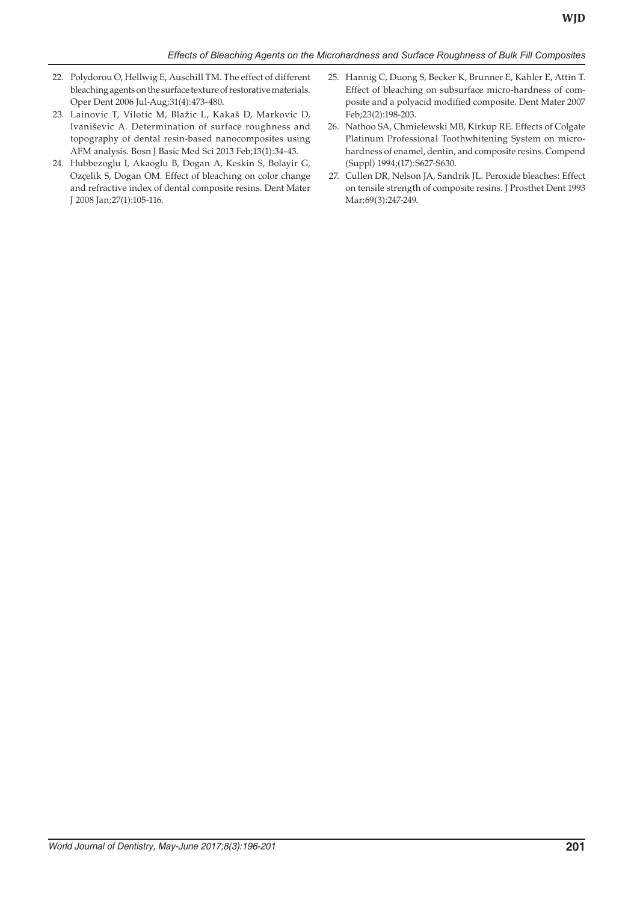22. Polydorou O, Hellwig E, Auschill TM. The effect of different bleaching agents on the surface texture of restorative materials. Oper Dent 2006 Jul-Aug;31(4):473-480.
23. Lainovic T, Vilotic M, Blažic L, Kakaš D, Markovic D, Ivaniševic A. Determination of surface roughness and topography of dental resin-based nanocomposites using AFM analysis. Bosn J Basic Med Sci 2013 Feb;13(1):34-43.
24. Hubbezoglu I, Akaoglu B, Dogan A, Keskin S, Bolayir G, Ozçelik S, Dogan OM. Effect of bleaching on color change and refractive index of dental composite resins. Dent Mater J 2008 Jan;27(1):105-116.
25. Hannig C, Duong S, Becker K, Brunner E, Kahler E, Attin T. Effect of bleaching on subsurface micro-hardness of composite and a polyacid modified composite. Dent Mater 2007 Feb;23(2):198-203.
26. Nathoo SA, Chmielewski MB, Kirkup RE. Effects of Colgate Platinum Professional Toothwhitening System on microhardness of enamel, dentin, and composite resins. Compend (Suppl) 1994;(17):S627-S630.
27. Cullen DR, Nelson JA, Sandrik JL. Peroxide bleaches: Effect on tensile strength of composite resins. J Prosthet Dent 1993 Mar;69(3):247-249.